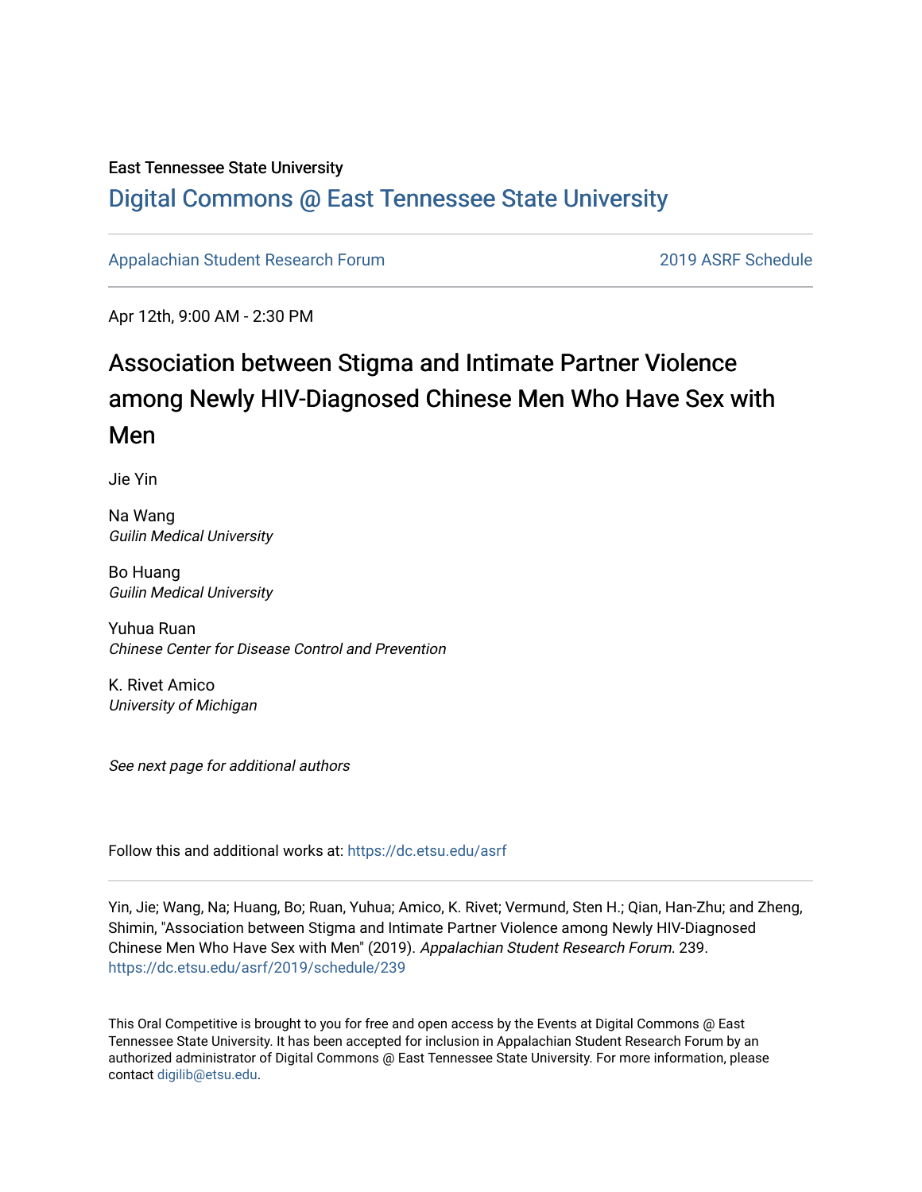East Tennessee State University

# Digital Commons @ East Tennessee State University

Appalachian Student Research Forum | 2019 ASRF Schedule

Apr 12th, 9:00 AM - 2:30 PM

## Association between Stigma and Intimate Partner Violence among Newly HIV-Diagnosed Chinese Men Who Have Sex with Men

Jie Yin

Na Wang
*Guilin Medical University*

Bo Huang
*Guilin Medical University*

Yuhua Ruan
*Chinese Center for Disease Control and Prevention*

K. Rivet Amico
*University of Michigan*

*See next page for additional authors*

Follow this and additional works at: https://dc.etsu.edu/asrf

Yin, Jie; Wang, Na; Huang, Bo; Ruan, Yuhua; Amico, K. Rivet; Vermund, Sten H.; Qian, Han-Zhu; and Zheng, Shimin, "Association between Stigma and Intimate Partner Violence among Newly HIV-Diagnosed Chinese Men Who Have Sex with Men" (2019). *Appalachian Student Research Forum*. 239.
https://dc.etsu.edu/asrf/2019/schedule/239

This Oral Competitive is brought to you for free and open access by the Events at Digital Commons @ East Tennessee State University. It has been accepted for inclusion in Appalachian Student Research Forum by an authorized administrator of Digital Commons @ East Tennessee State University. For more information, please contact digilib@etsu.edu.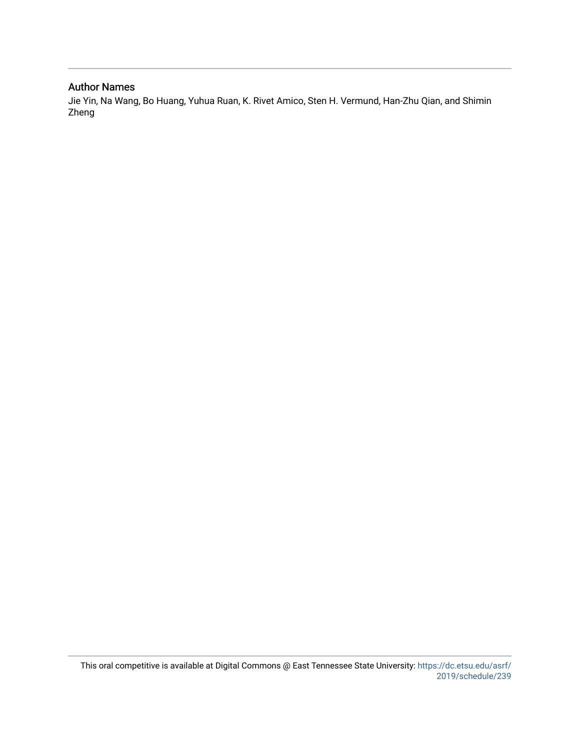## Author Names

Jie Yin, Na Wang, Bo Huang, Yuhua Ruan, K. Rivet Amico, Sten H. Vermund, Han-Zhu Qian, and Shimin Zheng

This oral competitive is available at Digital Commons @ East Tennessee State University: https://dc.etsu.edu/asrf/2019/schedule/239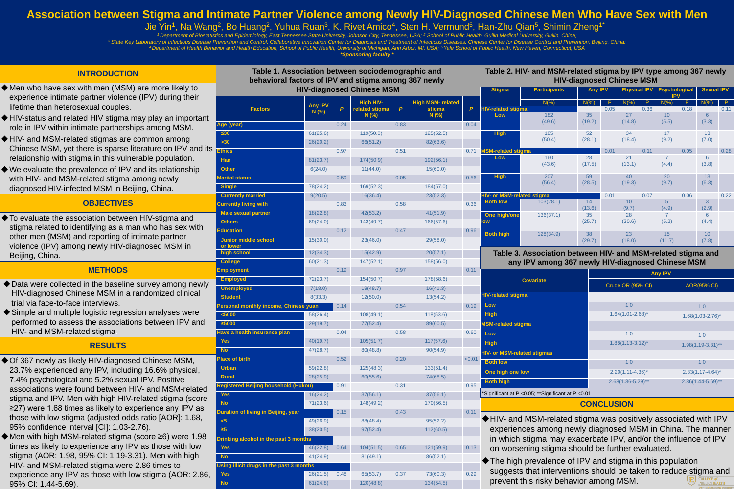# Association between Stigma and Intimate Partner Violence among Newly HIV-Diagnosed Chinese Men Who Have Sex with Men

Jie Yin[1], Na Wang[2], Bo Huang[2], Yuhua Ruan[3], K. Rivet Amico[4], Sten H. Vermund[5], Han-Zhu Qian[5], Shimin Zheng[1*]

[1] Department of Biostatistics and Epidemiology, East Tennessee State University, Johnson City, Tennessee, USA; [2] School of Public Health, Guilin Medical University, Guilin, China;
[3] State Key Laboratory of Infectious Disease Prevention and Control, Collaborative Innovation Center for Diagnosis and Treatment of Infectious Diseases, Chinese Center for Disease Control and Prevention, Beijing, China;
[4] Department of Health Behavior and Health Education, School of Public Health, University of Michigan, Ann Arbor, MI, USA; [5] Yale School of Public Health, New Haven, Connecticut, USA
*Sponsoring faculty *

## INTRODUCTION

- Men who have sex with men (MSM) are more likely to experience intimate partner violence (IPV) during their lifetime than heterosexual couples.
- HIV-status and related HIV stigma may play an important role in IPV within intimate partnerships among MSM.
- HIV- and MSM-related stigmas are common among Chinese MSM, yet there is sparse literature on IPV and its relationship with stigma in this vulnerable population.
- We evaluate the prevalence of IPV and its relationship with HIV- and MSM-related stigma among newly diagnosed HIV-infected MSM in Beijing, China.

## OBJECTIVES

- To evaluate the association between HIV-stigma and stigma related to identifying as a man who has sex with other men (MSM) and reporting of intimate partner violence (IPV) among newly HIV-diagnosed MSM in Beijing, China.

## METHODS

- Data were collected in the baseline survey among newly HIV-diagnosed Chinese MSM in a randomized clinical trial via face-to-face interviews.
- Simple and multiple logistic regression analyses were performed to assess the associations between IPV and HIV- and MSM-related stigma

## RESULTS

- Of 367 newly as likely HIV-diagnosed Chinese MSM, 23.7% experienced any IPV, including 16.6% physical, 7.4% psychological and 5.2% sexual IPV. Positive associations were found between HIV- and MSM-related stigma and IPV. Men with high HIV-related stigma (score ≥27) were 1.68 times as likely to experience any IPV as those with low stigma (adjusted odds ratio [AOR]: 1.68, 95% confidence interval [CI]: 1.03-2.76).
- Men with high MSM-related stigma (score ≥6) were 1.98 times as likely to experience any IPV as those with low stigma (AOR: 1.98, 95% CI: 1.19-3.31). Men with high HIV- and MSM-related stigma were 2.86 times to experience any IPV as those with low stigma (AOR: 2.86, 95% CI: 1.44-5.69).

### Table 1. Association between sociodemographic and behavioral factors of IPV and stigma among 367 newly HIV-diagnosed Chinese MSM

| Factors | Any IPV N (%) | *P* | High HIV-related stigma N (%) | *P* | High MSM- related stigma N (%) | *P* |
|---|---|---|---|---|---|---|
| **Age (year)** | | 0.24 | | 0.83 | | 0.04 |
| ≤30 | 61(25.6) | | 119(50.0) | | 125(52.5) | |
| >30 | 26(20.2) | | 66(51.2) | | 82(63.6) | |
| **Ethics** | | 0.97 | | 0.51 | | 0.71 |
| Han | 81(23.7) | | 174(50.9) | | 192(56.1) | |
| Other | 6(24.0) | | 11(44.0) | | 15(60.0) | |
| **Marital status** | | 0.59 | | 0.05 | | 0.56 |
| Single | 78(24.2) | | 169(52.3) | | 184(57.0) | |
| Currently married | 9(20.5) | | 16(36.4) | | 23(52.3) | |
| **Currently living with** | | 0.83 | | 0.58 | | 0.36 |
| Male sexual partner | 18(22.8) | | 42(53.2) | | 41(51.9) | |
| Others | 69(24.0) | | 143(49.7) | | 166(57.6) | |
| **Education** | | 0.12 | | 0.47 | | 0.96 |
| Junior middle school or lower | 15(30.0) | | 23(46.0) | | 29(58.0) | |
| high school | 12(34.3) | | 15(42.9) | | 20(57.1) | |
| College | 60(21.3) | | 147(52.1) | | 158(56.0) | |
| **Employment** | | 0.19 | | 0.97 | | 0.11 |
| Employed | 72(23.7) | | 154(50.7) | | 178(58.6) | |
| Unemployed | 7(18.0) | | 19(48.7) | | 16(41.3) | |
| Student | 8(33.3) | | 12(50.0) | | 13(54.2) | |
| **Personal monthly income, Chinese yuan** | | 0.14 | | 0.54 | | 0.19 |
| <5000 | 58(26.4) | | 108(49.1) | | 118(53.6) | |
| ≥5000 | 29(19.7) | | 77(52.4) | | 89(60.5) | |
| **Have a health insurance plan** | | 0.04 | | 0.58 | | 0.60 |
| Yes | 40(19.7) | | 105(51.7) | | 117(57.6) | |
| No | 47(28.7) | | 80(48.8) | | 90(54.9) | |
| **Place of birth** | | 0.52 | | 0.20 | | <0.01 |
| Urban | 59(22.8) | | 125(48.3) | | 133(51.4) | |
| Rural | 28(25.9) | | 60(55.6) | | 74(68.5) | |
| **Registered Beijing household (Hukou)** | | 0.91 | | 0.31 | | 0.95 |
| Yes | 16(24.2) | | 37(56.1) | | 37(56.1) | |
| No | 71(23.6) | | 148(49.2) | | 170(56.5) | |
| **Duration of living in Beijing, year** | | 0.15 | | 0.43 | | 0.11 |
| <5 | 49(26.9) | | 88(48.4) | | 95(52.2) | |
| ≥5 | 38(20.5) | | 97(52.4) | | 112(60.5) | |
| **Drinking alcohol in the past 3 months** | | | | | | |
| Yes | 46(22.8) | 0.64 | 104(51.5) | 0.65 | 121(59.9) | 0.13 |
| No | 41(24.9) | | 81(49.1) | | 86(52.1) | |
| **Using illicit drugs in the past 3 months** | | | | | | |
| Yes | 26(21.5) | 0.48 | 65(53.7) | 0.37 | 73(60.3) | 0.29 |
| No | 61(24.8) | | 120(48.8) | | 134(54.5) | |

### Table 2. HIV- and MSM-related stigma by IPV type among 367 newly HIV-diagnosed Chinese MSM

| Stigma | Participants | Any IPV | | Physical IPV | | Psychological IPV | | Sexual IPV | |
|---|---|---|---|---|---|---|---|---|---|
| | N(%) | N(%) | P | N(%) | P | N(%) | P | N(%) | P |
| **HIV-related stigma** | | | 0.05 | | 0.36 | | 0.18 | | 0.11 |
| Low | 182 (49.6) | 35 (19.2) | | 27 (14.8) | | 10 (5.5) | | 6 (3.3) | |
| High | 185 (50.4) | 52 (28.1) | | 34 (18.4) | | 17 (9.2) | | 13 (7.0) | |
| **MSM-related stigma** | | | 0.01 | | 0.11 | | 0.05 | | 0.28 |
| Low | 160 (43.6) | 28 (17.5) | | 21 (13.1) | | 7 (4.4) | | 6 (3.8) | |
| High | 207 (56.4) | 59 (28.5) | | 40 (19.3) | | 20 (9.7) | | 13 (6.3) | |
| **HIV- or MSM-related stigma** | | | 0.01 | | 0.07 | | 0.06 | | 0.22 |
| Both low | 103(28.1) | 14 (13.6) | | 10 (9.7) | | 5 (4.9) | | 3 (2.9) | |
| One high/one low | 136(37.1) | 35 (25.7) | | 28 (20.6) | | 7 (5.2) | | 6 (4.4) | |
| Both high | 128(34.9) | 38 (29.7) | | 23 (18.0) | | 15 (11.7) | | 10 (7.8) | |

### Table 3. Association between HIV- and MSM-related stigma and any IPV among 367 newly HIV-diagnosed Chinese MSM

| Covariate | Any IPV | |
|---|---|---|
| | Crude OR (95% CI) | AOR(95% CI) |
| **HIV-related stigma** | | |
| Low | 1.0 | 1.0 |
| High | 1.64(1.01-2.68)* | 1.68(1.03-2.76)* |
| **MSM-related stigma** | | |
| Low | 1.0 | 1.0 |
| High | 1.88(1.13-3.12)* | 1.98(1.19-3.31)** |
| **HIV- or MSM-related stigmas** | | |
| Both low | 1.0 | 1.0 |
| One high one low | 2.20(1.11-4.36)* | 2.33(1.17-4.64)* |
| Both high | 2.68(1.36-5.29)** | 2.86(1.44-5.69)** |

*Significant at P <0.05; **Significant at P <0.01

## CONCLUSION

- HIV- and MSM-related stigma was positively associated with IPV experiences among newly diagnosed MSM in China. The manner in which stigma may exacerbate IPV, and/or the influence of IPV on worsening stigma should be further evaluated.
- The high prevalence of IPV and stigma in this population suggests that interventions should be taken to reduce stigma and prevent this risky behavior among MSM.